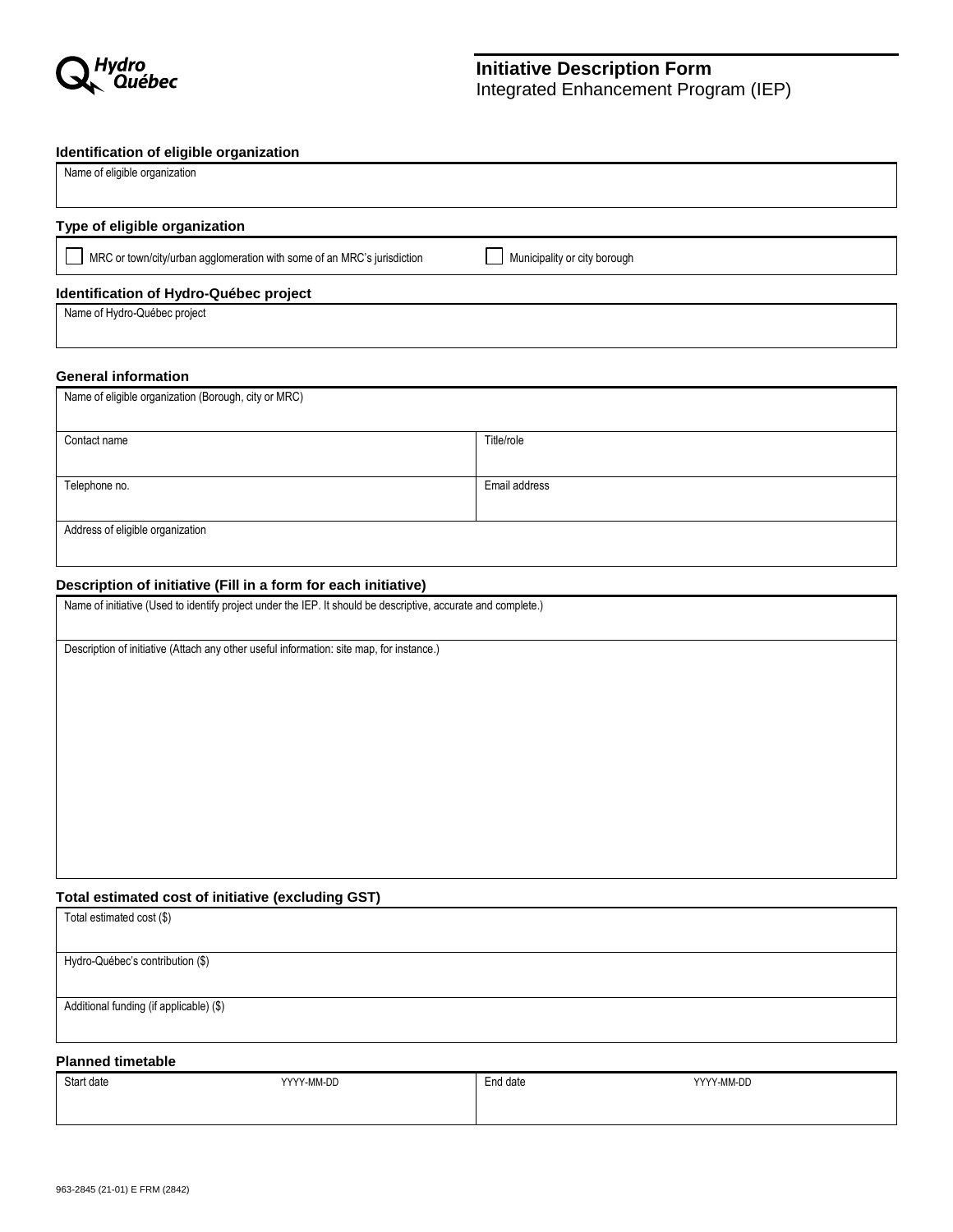Hydro Québec

# Initiative Description Form

Integrated Enhancement Program (IEP)

### Identification of eligible organization

| Name of eligible organization |
|---|
| |

### Type of eligible organization

☐ MRC or town/city/urban agglomeration with some of an MRC's jurisdiction

☐ Municipality or city borough

### Identification of Hydro-Québec project

| Name of Hydro-Québec project |
|---|
| |

### General information

| Name of eligible organization (Borough, city or MRC) | |
|---|---|
| Contact name | Title/role |
| Telephone no. | Email address |
| Address of eligible organization | |

### Description of initiative (Fill in a form for each initiative)

| Name of initiative (Used to identify project under the IEP. It should be descriptive, accurate and complete.) |
|---|
| |
| Description of initiative (Attach any other useful information: site map, for instance.) |
| |

### Total estimated cost of initiative (excluding GST)

| Total estimated cost ($) |
|---|
| |
| Hydro-Québec's contribution ($) |
| |
| Additional funding (if applicable) ($) |
| |

### Planned timetable

| Start date | YYYY-MM-DD | End date | YYYY-MM-DD |
|---|---|---|---|
| | | | |

963-2845 (21-01) E FRM (2842)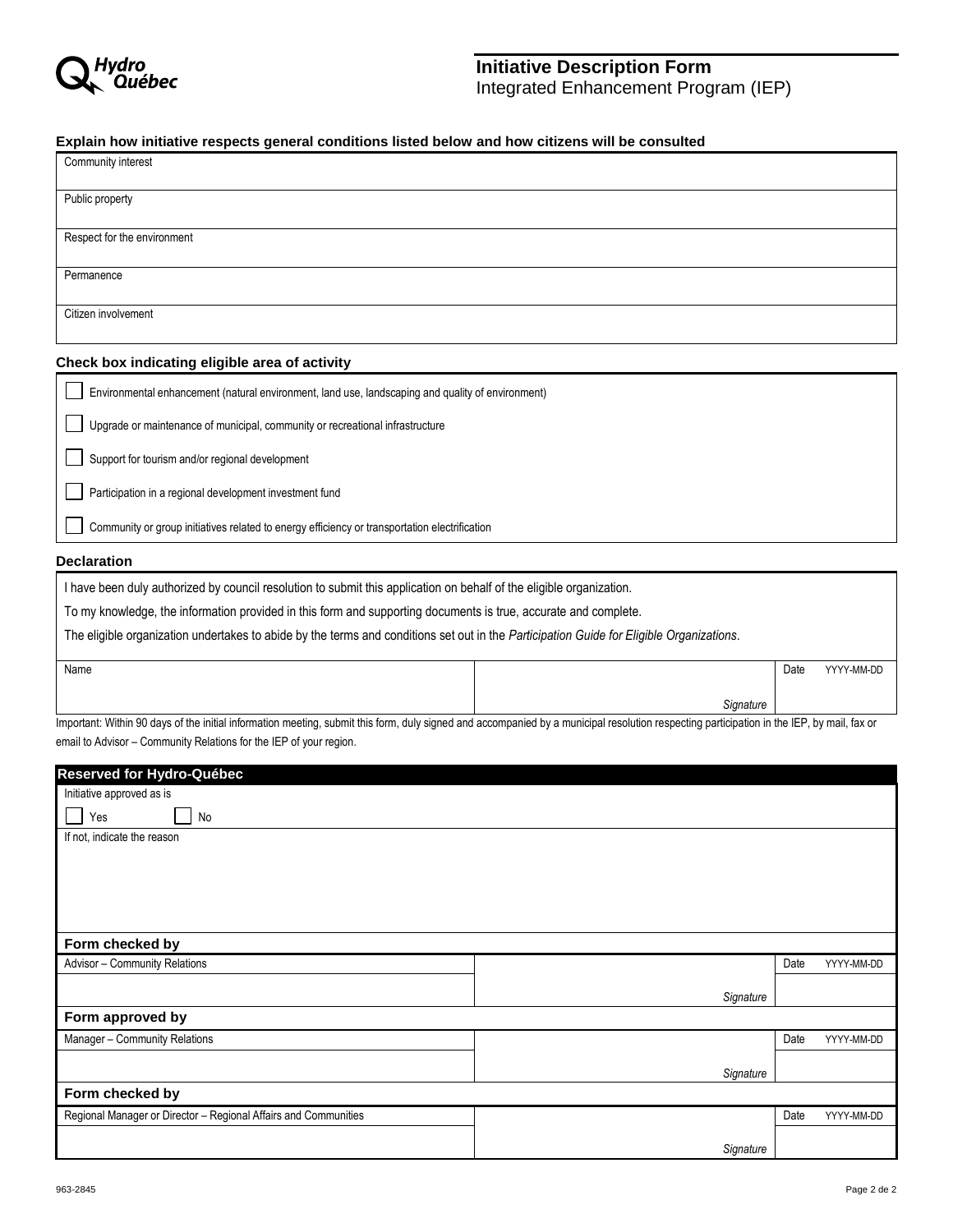# Initiative Description Form

Integrated Enhancement Program (IEP)

### Explain how initiative respects general conditions listed below and how citizens will be consulted

| |
|---|
| Community interest |
| Public property |
| Respect for the environment |
| Permanence |
| Citizen involvement |

### Check box indicating eligible area of activity

- ☐ Environmental enhancement (natural environment, land use, landscaping and quality of environment)
- ☐ Upgrade or maintenance of municipal, community or recreational infrastructure
- ☐ Support for tourism and/or regional development
- ☐ Participation in a regional development investment fund
- ☐ Community or group initiatives related to energy efficiency or transportation electrification

### Declaration

I have been duly authorized by council resolution to submit this application on behalf of the eligible organization.

To my knowledge, the information provided in this form and supporting documents is true, accurate and complete.

The eligible organization undertakes to abide by the terms and conditions set out in the *Participation Guide for Eligible Organizations*.

| | | |
|---|---|---|
| Name | *Signature* | Date YYYY-MM-DD |

Important: Within 90 days of the initial information meeting, submit this form, duly signed and accompanied by a municipal resolution respecting participation in the IEP, by mail, fax or email to Advisor – Community Relations for the IEP of your region.

### Reserved for Hydro-Québec

Initiative approved as is

☐ Yes ☐ No

If not, indicate the reason

**Form checked by**

| | | |
|---|---|---|
| Advisor – Community Relations | *Signature* | Date YYYY-MM-DD |

**Form approved by**

| | | |
|---|---|---|
| Manager – Community Relations | *Signature* | Date YYYY-MM-DD |

**Form checked by**

| | | |
|---|---|---|
| Regional Manager or Director – Regional Affairs and Communities | *Signature* | Date YYYY-MM-DD |

963-2845